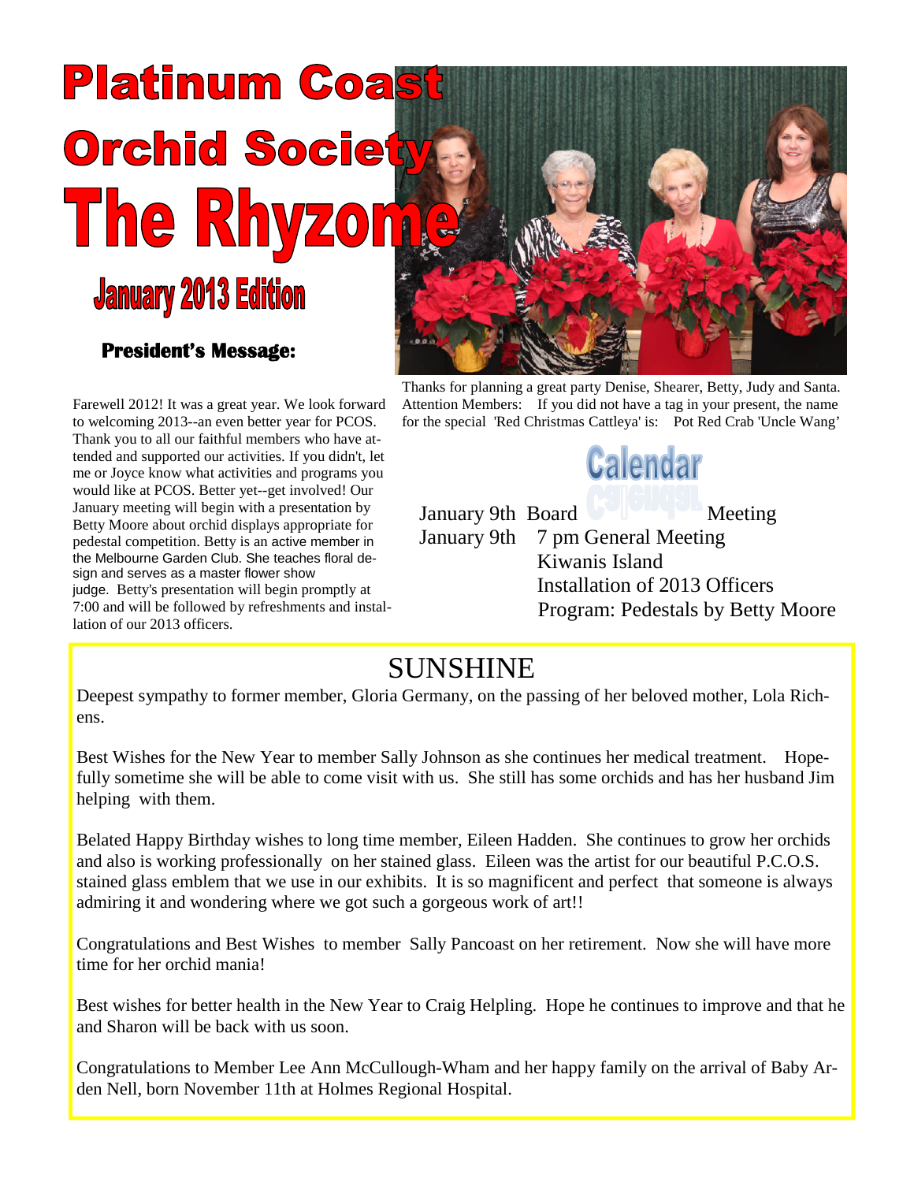# Platinum Coast Orchid Society

# The Rhyzome

## January 2013 Edition

### President's Message:

Farewell 2012! It was a great year. We look forward to welcoming 2013--an even better year for PCOS. Thank you to all our faithful members who have attended and supported our activities. If you didn't, let me or Joyce know what activities and programs you would like at PCOS. Better yet--get involved! Our January meeting will begin with a presentation by Betty Moore about orchid displays appropriate for pedestal competition. Betty is an active member in the Melbourne Garden Club. She teaches floral design and serves as a master flower show judge. Betty's presentation will begin promptly at 7:00 and will be followed by refreshments and installation of our 2013 officers.

Thanks for planning a great party Denise, Shearer, Betty, Judy and Santa. Attention Members: If you did not have a tag in your present, the name for the special 'Red Christmas Cattleya' is: Pot Red Crab 'Uncle Wang'

## Calendar

January 9th Board Meeting

January 9th 7 pm General Meeting
Kiwanis Island
Installation of 2013 Officers
Program: Pedestals by Betty Moore

## SUNSHINE

Deepest sympathy to former member, Gloria Germany, on the passing of her beloved mother, Lola Richens.

Best Wishes for the New Year to member Sally Johnson as she continues her medical treatment. Hopefully sometime she will be able to come visit with us. She still has some orchids and has her husband Jim helping with them.

Belated Happy Birthday wishes to long time member, Eileen Hadden. She continues to grow her orchids and also is working professionally on her stained glass. Eileen was the artist for our beautiful P.C.O.S. stained glass emblem that we use in our exhibits. It is so magnificent and perfect that someone is always admiring it and wondering where we got such a gorgeous work of art!!

Congratulations and Best Wishes to member Sally Pancoast on her retirement. Now she will have more time for her orchid mania!

Best wishes for better health in the New Year to Craig Helpling. Hope he continues to improve and that he and Sharon will be back with us soon.

Congratulations to Member Lee Ann McCullough-Wham and her happy family on the arrival of Baby Arden Nell, born November 11th at Holmes Regional Hospital.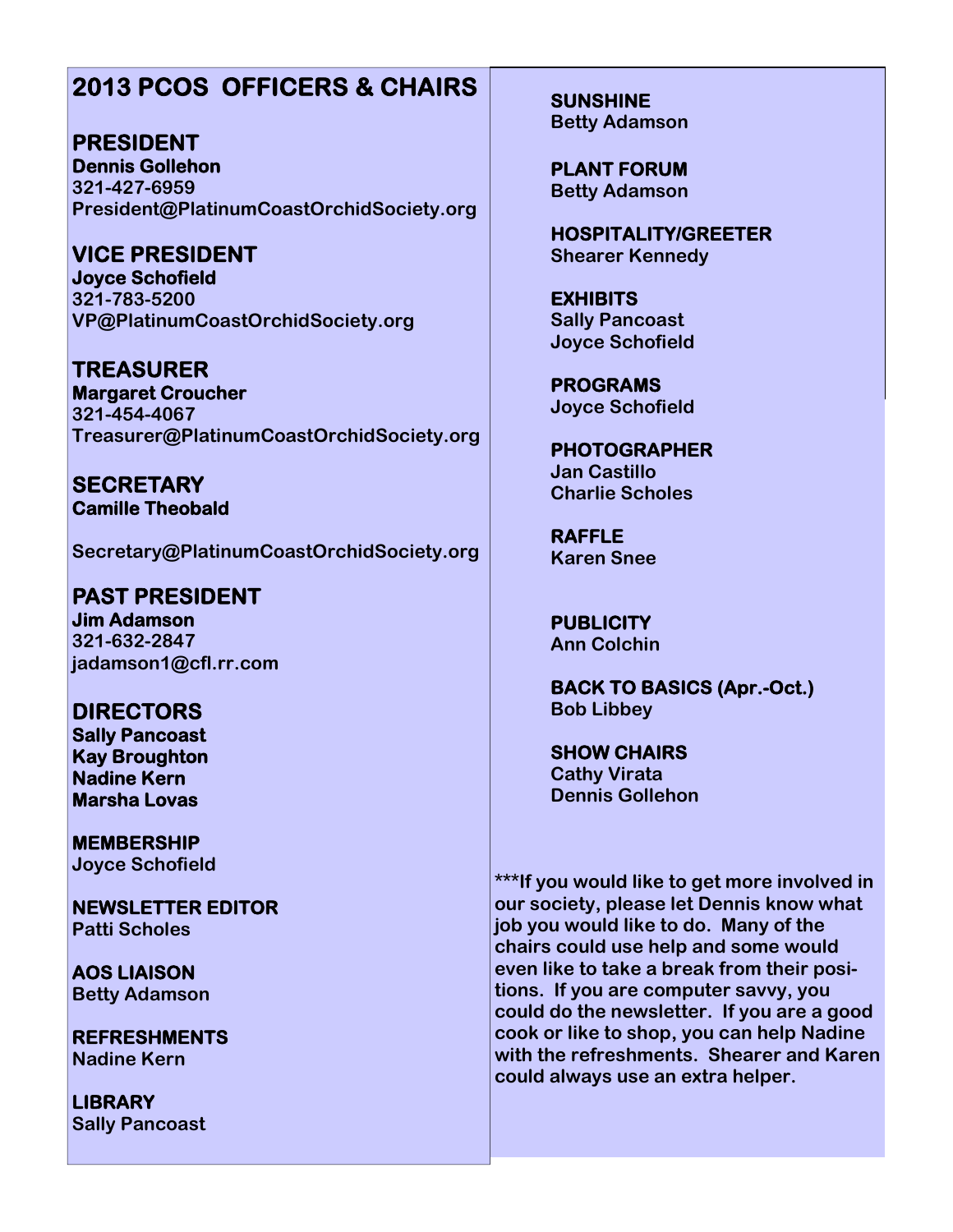# 2013 PCOS OFFICERS & CHAIRS

## PRESIDENT
**Dennis Gollehon**
**321-427-6959**
**President@PlatinumCoastOrchidSociety.org**

## VICE PRESIDENT
**Joyce Schofield**
**321-783-5200**
**VP@PlatinumCoastOrchidSociety.org**

## TREASURER
**Margaret Croucher**
**321-454-4067**
**Treasurer@PlatinumCoastOrchidSociety.org**

## SECRETARY
**Camille Theobald**

**Secretary@PlatinumCoastOrchidSociety.org**

## PAST PRESIDENT
**Jim Adamson**
**321-632-2847**
**jadamson1@cfl.rr.com**

## DIRECTORS
**Sally Pancoast**
**Kay Broughton**
**Nadine Kern**
**Marsha Lovas**

**MEMBERSHIP**
**Joyce Schofield**

**NEWSLETTER EDITOR**
**Patti Scholes**

**AOS LIAISON**
**Betty Adamson**

**REFRESHMENTS**
**Nadine Kern**

**LIBRARY**
**Sally Pancoast**

**SUNSHINE**
**Betty Adamson**

**PLANT FORUM**
**Betty Adamson**

**HOSPITALITY/GREETER**
**Shearer Kennedy**

**EXHIBITS**
**Sally Pancoast**
**Joyce Schofield**

**PROGRAMS**
**Joyce Schofield**

**PHOTOGRAPHER**
**Jan Castillo**
**Charlie Scholes**

**RAFFLE**
**Karen Snee**

**PUBLICITY**
**Ann Colchin**

**BACK TO BASICS (Apr.-Oct.)**
**Bob Libbey**

**SHOW CHAIRS**
**Cathy Virata**
**Dennis Gollehon**

**\*\*\*If you would like to get more involved in our society, please let Dennis know what job you would like to do. Many of the chairs could use help and some would even like to take a break from their positions. If you are computer savvy, you could do the newsletter. If you are a good cook or like to shop, you can help Nadine with the refreshments. Shearer and Karen could always use an extra helper.**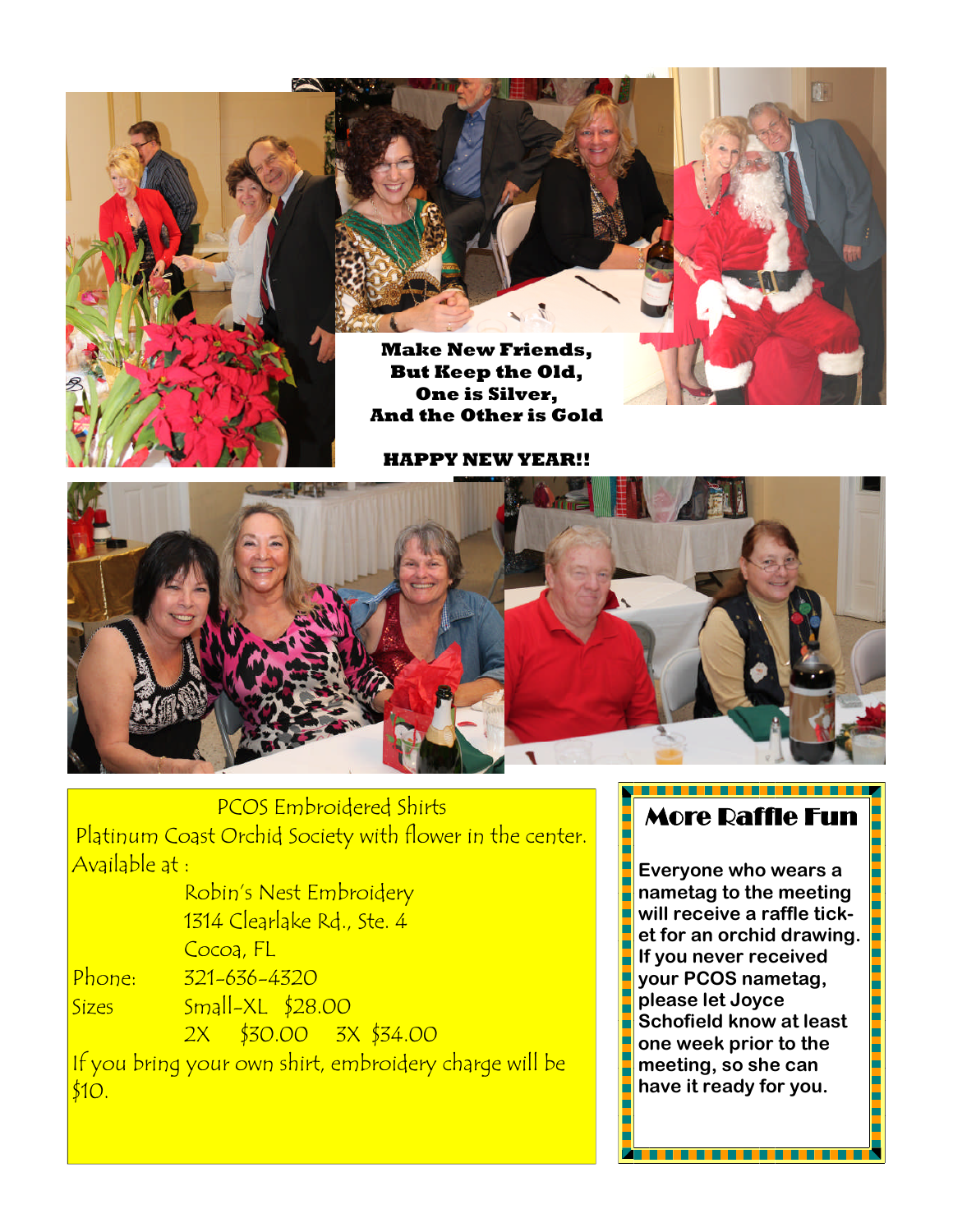**Make New Friends,**
**But Keep the Old,**
**One is Silver,**
**And the Other is Gold**

**HAPPY NEW YEAR!!**

PCOS Embroidered Shirts

Platinum Coast Orchid Society with flower in the center.

Available at :

Robin's Nest Embroidery
1314 Clearlake Rd., Ste. 4
Cocoa, FL

Phone: 321-636-4320

Sizes Small-XL $28.00
2X $30.00 3X $34.00

If you bring your own shirt, embroidery charge will be $10.

## More Raffle Fun

**Everyone who wears a nametag to the meeting will receive a raffle ticket for an orchid drawing. If you never received your PCOS nametag, please let Joyce Schofield know at least one week prior to the meeting, so she can have it ready for you.**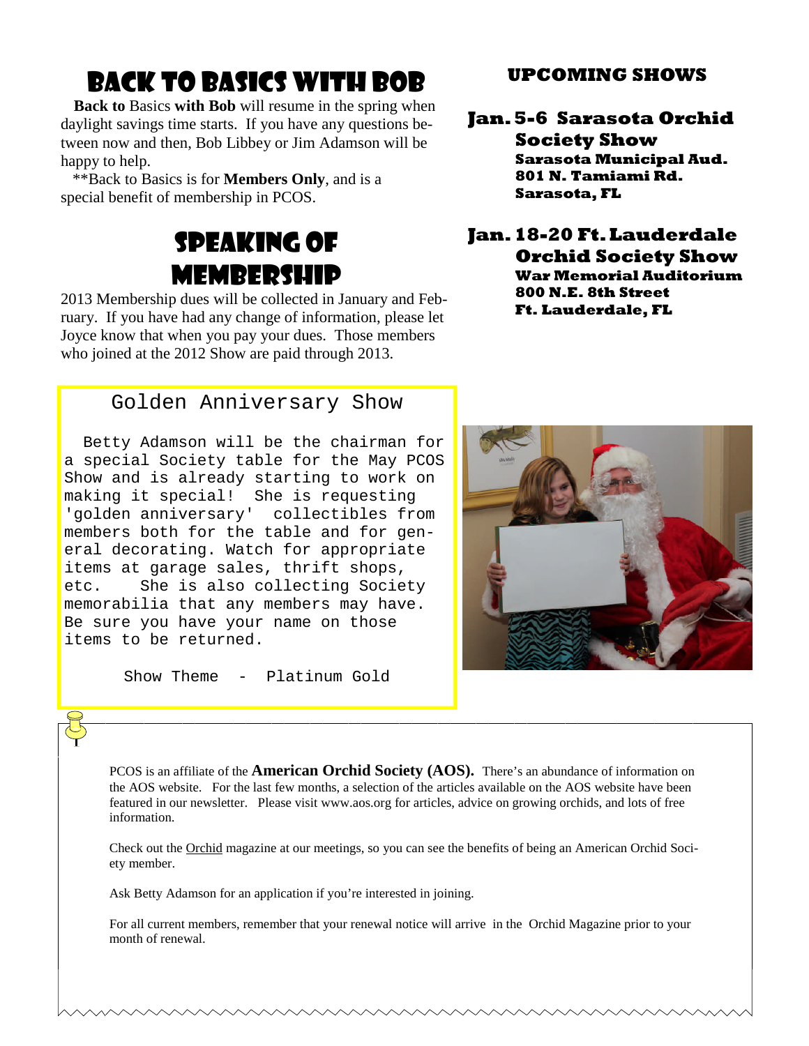# Back to Basics with Bob

**Back to** Basics **with Bob** will resume in the spring when daylight savings time starts. If you have any questions between now and then, Bob Libbey or Jim Adamson will be happy to help.

**Back to Basics is for **Members Only**, and is a special benefit of membership in PCOS.

# Speaking of Membership

2013 Membership dues will be collected in January and February. If you have had any change of information, please let Joyce know that when you pay your dues. Those members who joined at the 2012 Show are paid through 2013.

## Golden Anniversary Show

Betty Adamson will be the chairman for a special Society table for the May PCOS Show and is already starting to work on making it special! She is requesting 'golden anniversary' collectibles from members both for the table and for general decorating. Watch for appropriate items at garage sales, thrift shops, etc. She is also collecting Society memorabilia that any members may have. Be sure you have your name on those items to be returned.

Show Theme - Platinum Gold

## UPCOMING SHOWS

**Jan. 5-6 Sarasota Orchid Society Show**
**Sarasota Municipal Aud.**
**801 N. Tamiami Rd.**
**Sarasota, FL**

**Jan. 18-20 Ft. Lauderdale Orchid Society Show**
**War Memorial Auditorium**
**800 N.E. 8th Street**
**Ft. Lauderdale, FL**

PCOS is an affiliate of the **American Orchid Society (AOS).** There's an abundance of information on the AOS website. For the last few months, a selection of the articles available on the AOS website have been featured in our newsletter. Please visit www.aos.org for articles, advice on growing orchids, and lots of free information.

Check out the Orchid magazine at our meetings, so you can see the benefits of being an American Orchid Society member.

Ask Betty Adamson for an application if you're interested in joining.

For all current members, remember that your renewal notice will arrive in the Orchid Magazine prior to your month of renewal.